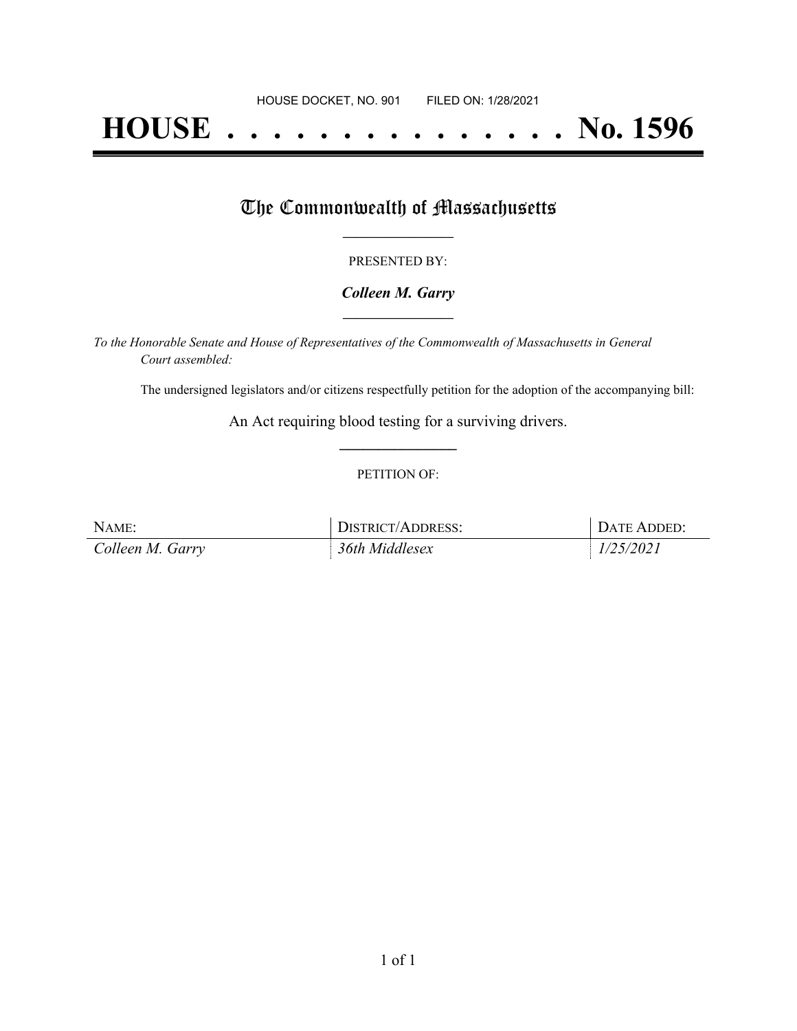HOUSE DOCKET, NO. 901 FILED ON: 1/28/2021

# HOUSE . . . . . . . . . . . . . . . No. 1596

## The Commonwealth of Massachusetts

PRESENTED BY:

***Colleen M. Garry***

*To the Honorable Senate and House of Representatives of the Commonwealth of Massachusetts in General Court assembled:*

The undersigned legislators and/or citizens respectfully petition for the adoption of the accompanying bill:

An Act requiring blood testing for a surviving drivers.

PETITION OF:

| NAME: | DISTRICT/ADDRESS: | DATE ADDED: |
|---|---|---|
| *Colleen M. Garry* | *36th Middlesex* | *1/25/2021* |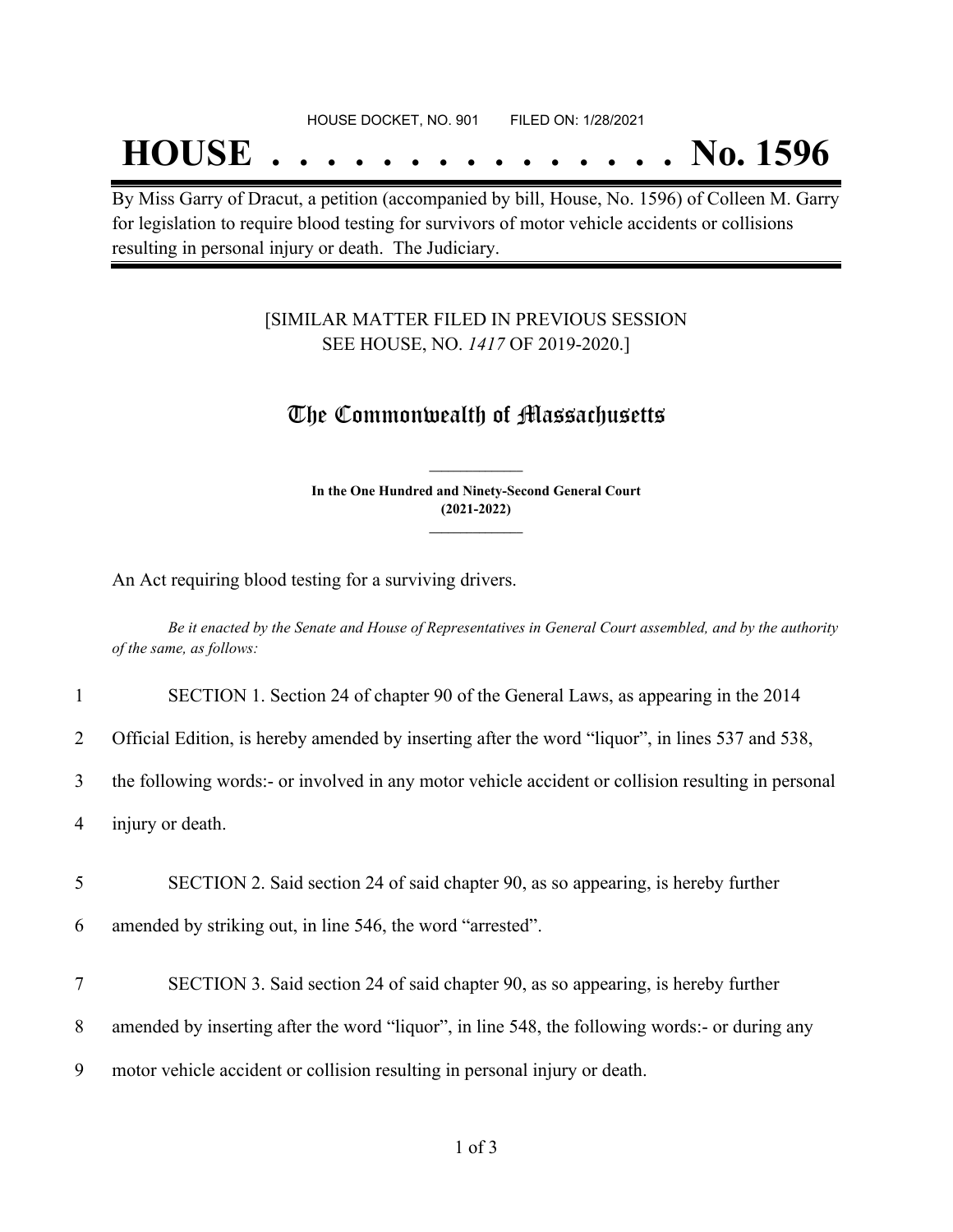HOUSE DOCKET, NO. 901 FILED ON: 1/28/2021

# HOUSE . . . . . . . . . . . . . . . No. 1596

By Miss Garry of Dracut, a petition (accompanied by bill, House, No. 1596) of Colleen M. Garry for legislation to require blood testing for survivors of motor vehicle accidents or collisions resulting in personal injury or death. The Judiciary.

[SIMILAR MATTER FILED IN PREVIOUS SESSION SEE HOUSE, NO. *1417* OF 2019-2020.]

## The Commonwealth of Massachusetts

**In the One Hundred and Ninety-Second General Court (2021-2022)**

An Act requiring blood testing for a surviving drivers.

*Be it enacted by the Senate and House of Representatives in General Court assembled, and by the authority of the same, as follows:*

1 SECTION 1. Section 24 of chapter 90 of the General Laws, as appearing in the 2014
2 Official Edition, is hereby amended by inserting after the word "liquor", in lines 537 and 538,
3 the following words:- or involved in any motor vehicle accident or collision resulting in personal
4 injury or death.

5 SECTION 2. Said section 24 of said chapter 90, as so appearing, is hereby further
6 amended by striking out, in line 546, the word "arrested".

7 SECTION 3. Said section 24 of said chapter 90, as so appearing, is hereby further
8 amended by inserting after the word "liquor", in line 548, the following words:- or during any
9 motor vehicle accident or collision resulting in personal injury or death.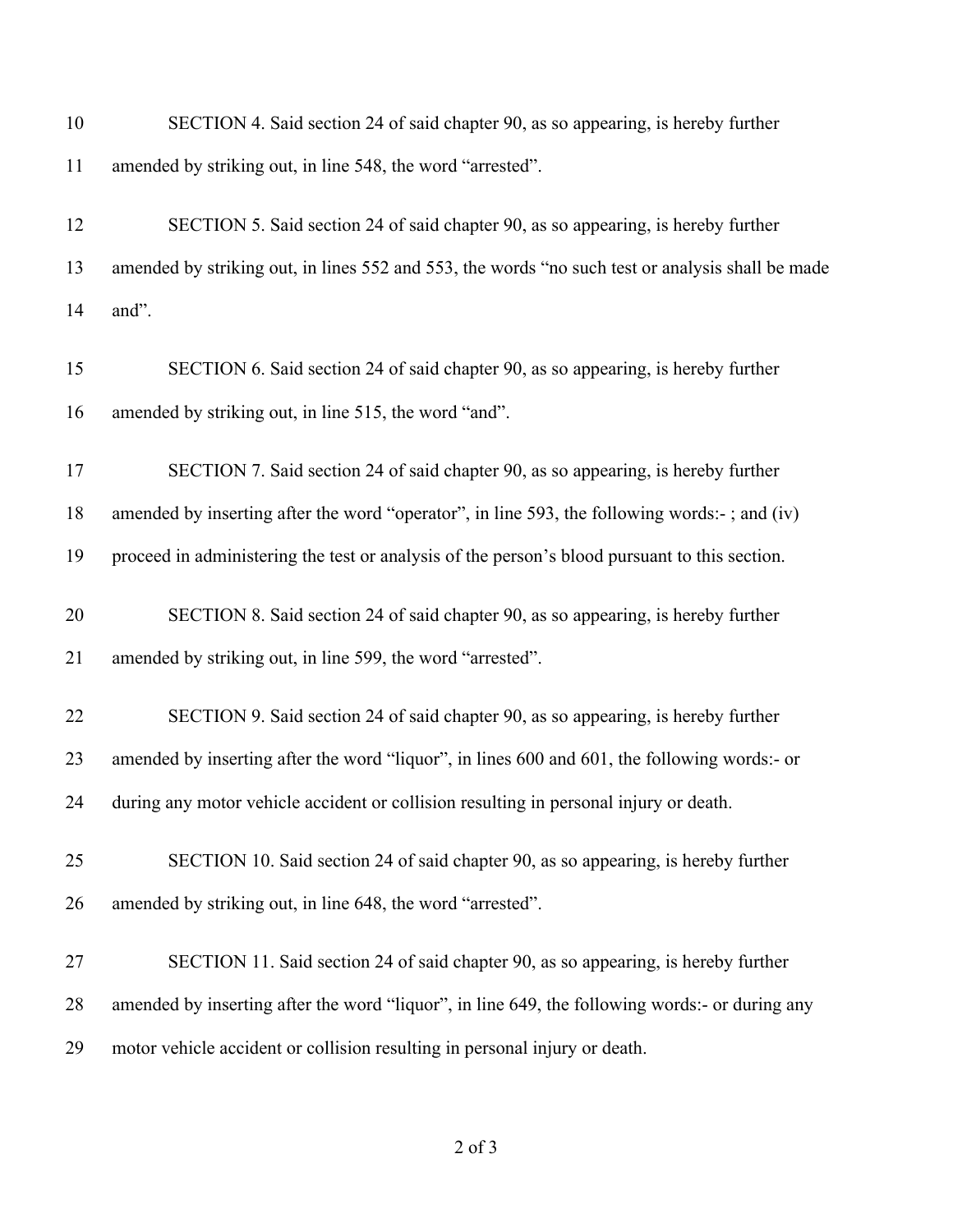SECTION 4. Said section 24 of said chapter 90, as so appearing, is hereby further amended by striking out, in line 548, the word "arrested".

SECTION 5. Said section 24 of said chapter 90, as so appearing, is hereby further amended by striking out, in lines 552 and 553, the words "no such test or analysis shall be made and".

SECTION 6. Said section 24 of said chapter 90, as so appearing, is hereby further amended by striking out, in line 515, the word "and".

SECTION 7. Said section 24 of said chapter 90, as so appearing, is hereby further amended by inserting after the word "operator", in line 593, the following words:- ; and (iv) proceed in administering the test or analysis of the person's blood pursuant to this section.

SECTION 8. Said section 24 of said chapter 90, as so appearing, is hereby further amended by striking out, in line 599, the word "arrested".

SECTION 9. Said section 24 of said chapter 90, as so appearing, is hereby further amended by inserting after the word "liquor", in lines 600 and 601, the following words:- or during any motor vehicle accident or collision resulting in personal injury or death.

SECTION 10. Said section 24 of said chapter 90, as so appearing, is hereby further amended by striking out, in line 648, the word "arrested".

SECTION 11. Said section 24 of said chapter 90, as so appearing, is hereby further amended by inserting after the word "liquor", in line 649, the following words:- or during any motor vehicle accident or collision resulting in personal injury or death.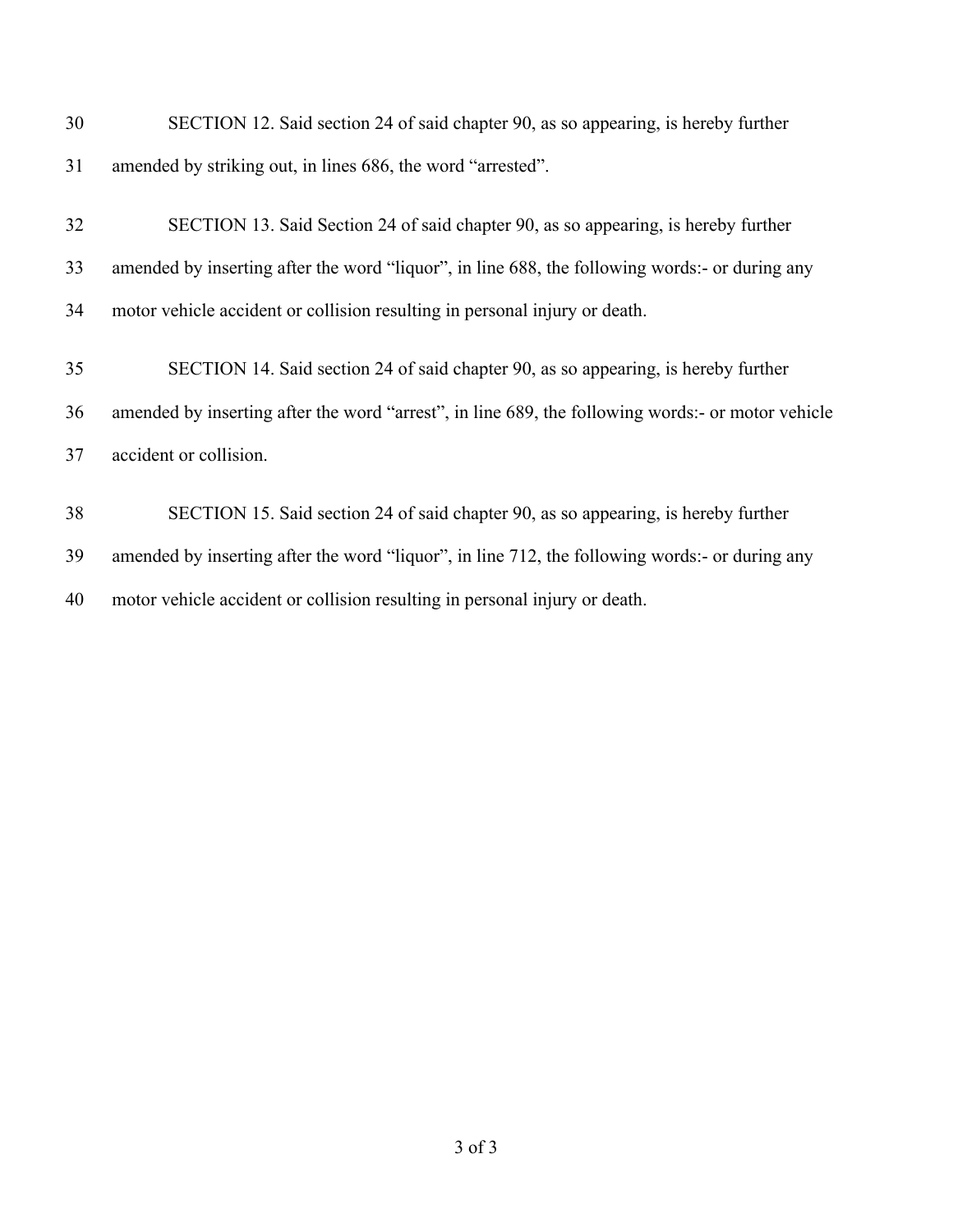SECTION 12. Said section 24 of said chapter 90, as so appearing, is hereby further amended by striking out, in lines 686, the word "arrested".

SECTION 13. Said Section 24 of said chapter 90, as so appearing, is hereby further amended by inserting after the word "liquor", in line 688, the following words:- or during any motor vehicle accident or collision resulting in personal injury or death.

SECTION 14. Said section 24 of said chapter 90, as so appearing, is hereby further amended by inserting after the word "arrest", in line 689, the following words:- or motor vehicle accident or collision.

SECTION 15. Said section 24 of said chapter 90, as so appearing, is hereby further amended by inserting after the word "liquor", in line 712, the following words:- or during any motor vehicle accident or collision resulting in personal injury or death.